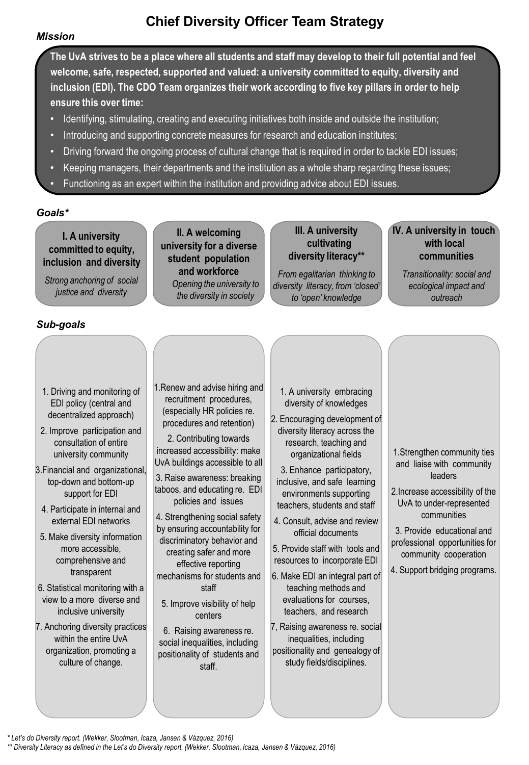# Chief Diversity Officer Team Strategy

*Mission*

**The UvA strives to be a place where all students and staff may develop to their full potential and feel welcome, safe, respected, supported and valued: a university committed to equity, diversity and inclusion (EDI). The CDO Team organizes their work according to five key pillars in order to help ensure this over time:**

- Identifying, stimulating, creating and executing initiatives both inside and outside the institution;
- Introducing and supporting concrete measures for research and education institutes;
- Driving forward the ongoing process of cultural change that is required in order to tackle EDI issues;
- Keeping managers, their departments and the institution as a whole sharp regarding these issues;
- Functioning as an expert within the institution and providing advice about EDI issues.

*Goals**

| **I. A university committed to equity, inclusion and diversity** | **II. A welcoming university for a diverse student population and workforce** | **III. A university cultivating diversity literacy**** | **IV. A university in touch with local communities** |
|---|---|---|---|
| *Strong anchoring of social justice and diversity* | *Opening the university to the diversity in society* | *From egalitarian thinking to diversity literacy, from 'closed' to 'open' knowledge* | *Transitionality: social and ecological impact and outreach* |

*Sub-goals*

| I | II | III | IV |
|---|---|---|---|
| 1. Driving and monitoring of EDI policy (central and decentralized approach) | 1.Renew and advise hiring and recruitment procedures, (especially HR policies re. procedures and retention) | 1. A university embracing diversity of knowledges | 1.Strengthen community ties and liaise with community leaders |
| 2. Improve participation and consultation of entire university community | 2. Contributing towards increased accessibility: make UvA buildings accessible to all | 2. Encouraging development of diversity literacy across the research, teaching and organizational fields | 2.Increase accessibility of the UvA to under-represented communities |
| 3.Financial and organizational, top-down and bottom-up support for EDI | 3. Raise awareness: breaking taboos, and educating re. EDI policies and issues | 3. Enhance participatory, inclusive, and safe learning environments supporting teachers, students and staff | 3. Provide educational and professional opportunities for community cooperation |
| 4. Participate in internal and external EDI networks | 4. Strengthening social safety by ensuring accountability for discriminatory behavior and creating safer and more effective reporting mechanisms for students and staff | 4. Consult, advise and review official documents | 4. Support bridging programs. |
| 5. Make diversity information more accessible, comprehensive and transparent | 5. Improve visibility of help centers | 5. Provide staff with tools and resources to incorporate EDI | |
| 6. Statistical monitoring with a view to a more diverse and inclusive university | 6. Raising awareness re. social inequalities, including positionality of students and staff. | 6. Make EDI an integral part of teaching methods and evaluations for courses, teachers, and research | |
| 7. Anchoring diversity practices within the entire UvA organization, promoting a culture of change. | | 7, Raising awareness re. social inequalities, including positionality and genealogy of study fields/disciplines. | |

*\* Let's do Diversity report. (Wekker, Slootman, Icaza, Jansen & Vázquez, 2016)*

*\*\* Diversity Literacy as defined in the Let's do Diversity report. (Wekker, Slootman, Icaza, Jansen & Vázquez, 2016)*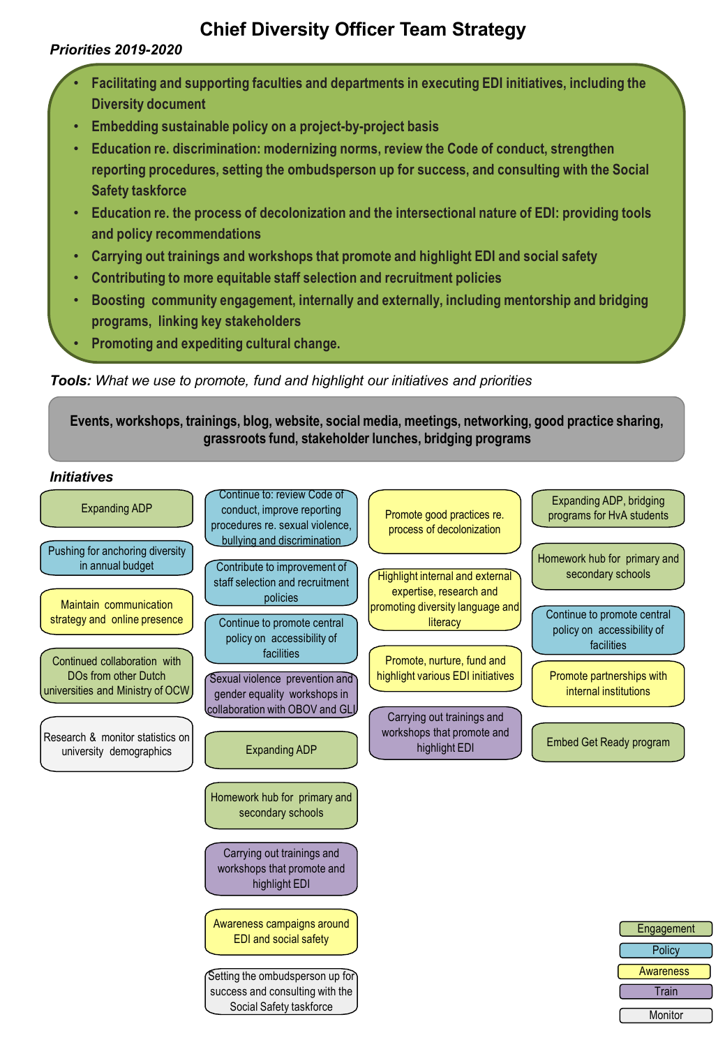# Chief Diversity Officer Team Strategy

***Priorities 2019-2020***

- **Facilitating and supporting faculties and departments in executing EDI initiatives, including the Diversity document**
- **Embedding sustainable policy on a project-by-project basis**
- **Education re. discrimination: modernizing norms, review the Code of conduct, strengthen reporting procedures, setting the ombudsperson up for success, and consulting with the Social Safety taskforce**
- **Education re. the process of decolonization and the intersectional nature of EDI: providing tools and policy recommendations**
- **Carrying out trainings and workshops that promote and highlight EDI and social safety**
- **Contributing to more equitable staff selection and recruitment policies**
- **Boosting community engagement, internally and externally, including mentorship and bridging programs, linking key stakeholders**
- **Promoting and expediting cultural change.**

***Tools:*** *What we use to promote, fund and highlight our initiatives and priorities*

**Events, workshops, trainings, blog, website, social media, meetings, networking, good practice sharing, grassroots fund, stakeholder lunches, bridging programs**

***Initiatives***

Expanding ADP

Pushing for anchoring diversity in annual budget

Maintain communication strategy and online presence

Continued collaboration with DOs from other Dutch universities and Ministry of OCW

Research & monitor statistics on university demographics

Continue to: review Code of conduct, improve reporting procedures re. sexual violence, bullying and discrimination

Contribute to improvement of staff selection and recruitment policies

Continue to promote central policy on accessibility of facilities

Sexual violence prevention and gender equality workshops in collaboration with OBOV and GLI

Expanding ADP

Homework hub for primary and secondary schools

Carrying out trainings and workshops that promote and highlight EDI

Awareness campaigns around EDI and social safety

Setting the ombudsperson up for success and consulting with the Social Safety taskforce

Promote good practices re. process of decolonization

Highlight internal and external expertise, research and promoting diversity language and literacy

Promote, nurture, fund and highlight various EDI initiatives

Carrying out trainings and workshops that promote and highlight EDI

Expanding ADP, bridging programs for HvA students

Homework hub for primary and secondary schools

Continue to promote central policy on accessibility of facilities

Promote partnerships with internal institutions

Embed Get Ready program

Engagement

Policy

Awareness

Train

Monitor